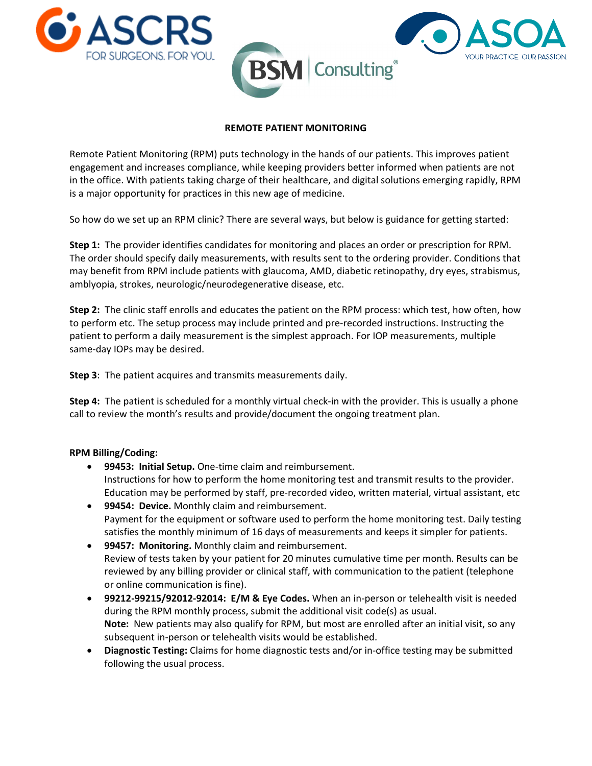ASCRS FOR SURGEONS. FOR YOU.

BSM Consulting®

ASOA YOUR PRACTICE. OUR PASSION.

# REMOTE PATIENT MONITORING

Remote Patient Monitoring (RPM) puts technology in the hands of our patients. This improves patient engagement and increases compliance, while keeping providers better informed when patients are not in the office. With patients taking charge of their healthcare, and digital solutions emerging rapidly, RPM is a major opportunity for practices in this new age of medicine.

So how do we set up an RPM clinic? There are several ways, but below is guidance for getting started:

**Step 1:** The provider identifies candidates for monitoring and places an order or prescription for RPM. The order should specify daily measurements, with results sent to the ordering provider. Conditions that may benefit from RPM include patients with glaucoma, AMD, diabetic retinopathy, dry eyes, strabismus, amblyopia, strokes, neurologic/neurodegenerative disease, etc.

**Step 2:** The clinic staff enrolls and educates the patient on the RPM process: which test, how often, how to perform etc. The setup process may include printed and pre-recorded instructions. Instructing the patient to perform a daily measurement is the simplest approach. For IOP measurements, multiple same-day IOPs may be desired.

**Step 3**: The patient acquires and transmits measurements daily.

**Step 4:** The patient is scheduled for a monthly virtual check-in with the provider. This is usually a phone call to review the month's results and provide/document the ongoing treatment plan.

**RPM Billing/Coding:**

- **99453: Initial Setup.** One-time claim and reimbursement.
  Instructions for how to perform the home monitoring test and transmit results to the provider. Education may be performed by staff, pre-recorded video, written material, virtual assistant, etc
- **99454: Device.** Monthly claim and reimbursement.
  Payment for the equipment or software used to perform the home monitoring test. Daily testing satisfies the monthly minimum of 16 days of measurements and keeps it simpler for patients.
- **99457: Monitoring.** Monthly claim and reimbursement.
  Review of tests taken by your patient for 20 minutes cumulative time per month. Results can be reviewed by any billing provider or clinical staff, with communication to the patient (telephone or online communication is fine).
- **99212-99215/92012-92014: E/M & Eye Codes.** When an in-person or telehealth visit is needed during the RPM monthly process, submit the additional visit code(s) as usual.
  **Note:** New patients may also qualify for RPM, but most are enrolled after an initial visit, so any subsequent in-person or telehealth visits would be established.
- **Diagnostic Testing:** Claims for home diagnostic tests and/or in-office testing may be submitted following the usual process.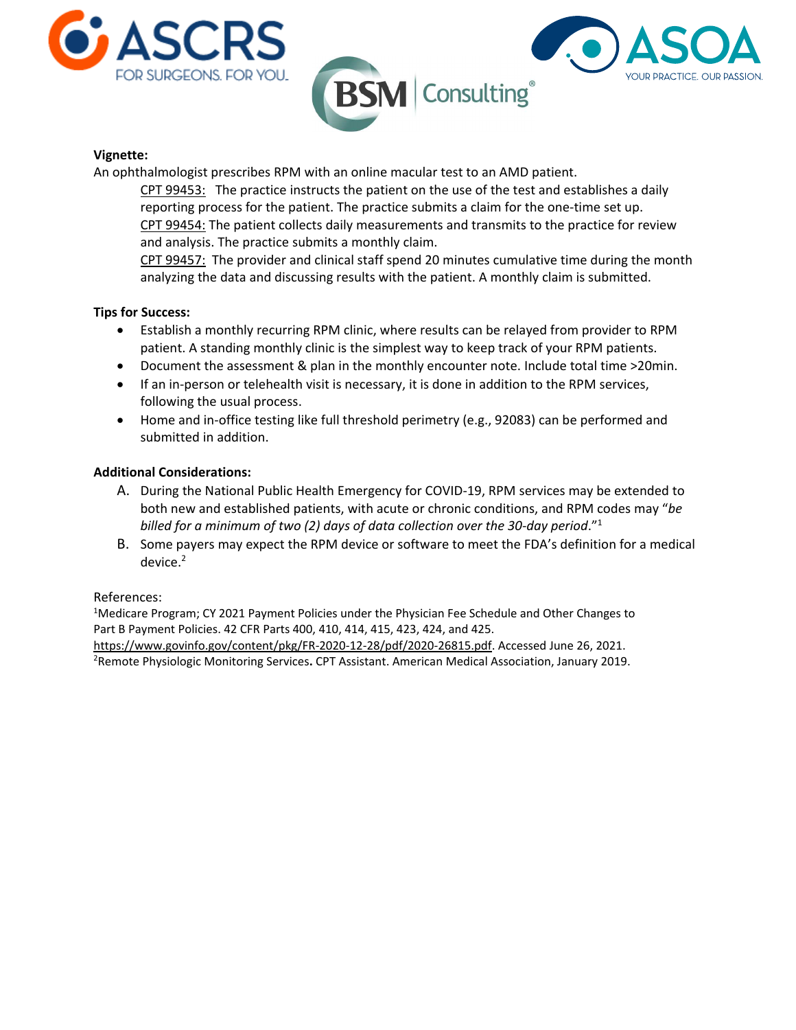**Vignette:**

An ophthalmologist prescribes RPM with an online macular test to an AMD patient.

CPT 99453: The practice instructs the patient on the use of the test and establishes a daily reporting process for the patient. The practice submits a claim for the one-time set up.

CPT 99454: The patient collects daily measurements and transmits to the practice for review and analysis. The practice submits a monthly claim.

CPT 99457: The provider and clinical staff spend 20 minutes cumulative time during the month analyzing the data and discussing results with the patient. A monthly claim is submitted.

**Tips for Success:**

- Establish a monthly recurring RPM clinic, where results can be relayed from provider to RPM patient. A standing monthly clinic is the simplest way to keep track of your RPM patients.
- Document the assessment & plan in the monthly encounter note. Include total time >20min.
- If an in-person or telehealth visit is necessary, it is done in addition to the RPM services, following the usual process.
- Home and in-office testing like full threshold perimetry (e.g., 92083) can be performed and submitted in addition.

**Additional Considerations:**

A. During the National Public Health Emergency for COVID-19, RPM services may be extended to both new and established patients, with acute or chronic conditions, and RPM codes may "*be billed for a minimum of two (2) days of data collection over the 30-day period*."[1]

B. Some payers may expect the RPM device or software to meet the FDA's definition for a medical device.[2]

References:

[1]Medicare Program; CY 2021 Payment Policies under the Physician Fee Schedule and Other Changes to Part B Payment Policies. 42 CFR Parts 400, 410, 414, 415, 423, 424, and 425. https://www.govinfo.gov/content/pkg/FR-2020-12-28/pdf/2020-26815.pdf. Accessed June 26, 2021.

[2]Remote Physiologic Monitoring Services**.** CPT Assistant. American Medical Association, January 2019.